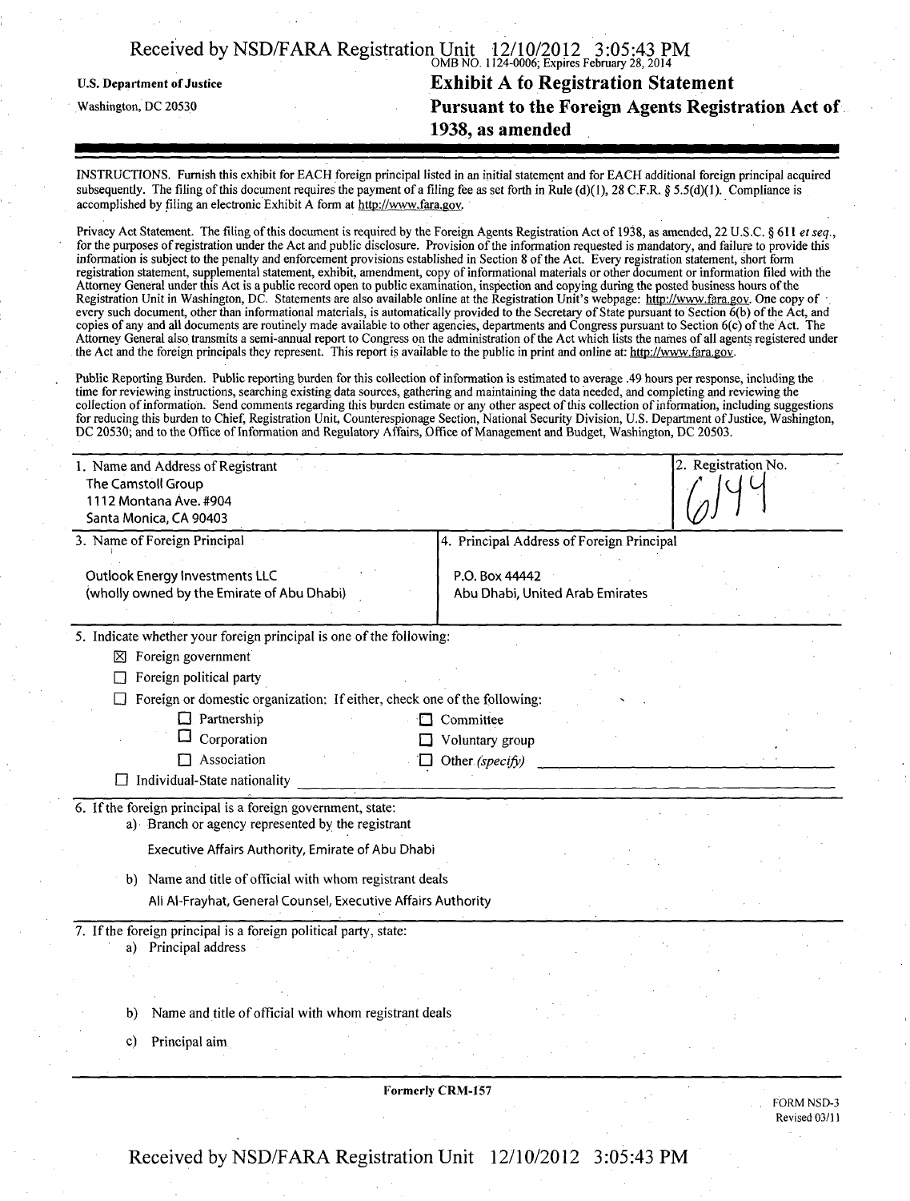Received by NSD/FARA Registration Unit 12/10/2012 3:05:43 PM

OMB NO. 1124-0006; Expires February 28, 2014

U.S. Department of Justice

Washington, DC 20530

# Exhibit A to Registration Statement Pursuant to the Foreign Agents Registration Act of 1938, as amended

INSTRUCTIONS. Furnish this exhibit for EACH foreign principal listed in an initial statement and for EACH additional foreign principal acquired subsequently. The filing of this document requires the payment of a filing fee as set forth in Rule (d)(1), 28 C.F.R. § 5.5(d)(1). Compliance is accomplished by filing an electronic Exhibit A form at http://www.fara.gov.

Privacy Act Statement. The filing of this document is required by the Foreign Agents Registration Act of 1938, as amended, 22 U.S.C. § 611 *et seq.*, for the purposes of registration under the Act and public disclosure. Provision of the information requested is mandatory, and failure to provide this information is subject to the penalty and enforcement provisions established in Section 8 of the Act. Every registration statement, short form registration statement, supplemental statement, exhibit, amendment, copy of informational materials or other document or information filed with the Attorney General under this Act is a public record open to public examination, inspection and copying during the posted business hours of the Registration Unit in Washington, DC. Statements are also available online at the Registration Unit's webpage: http://www.fara.gov. One copy of every such document, other than informational materials, is automatically provided to the Secretary of State pursuant to Section 6(b) of the Act, and copies of any and all documents are routinely made available to other agencies, departments and Congress pursuant to Section 6(c) of the Act. The Attorney General also transmits a semi-annual report to Congress on the administration of the Act which lists the names of all agents registered under the Act and the foreign principals they represent. This report is available to the public in print and online at: http://www.fara.gov.

Public Reporting Burden. Public reporting burden for this collection of information is estimated to average .49 hours per response, including the time for reviewing instructions, searching existing data sources, gathering and maintaining the data needed, and completing and reviewing the collection of information. Send comments regarding this burden estimate or any other aspect of this collection of information, including suggestions for reducing this burden to Chief, Registration Unit, Counterespionage Section, National Security Division, U.S. Department of Justice, Washington, DC 20530; and to the Office of Information and Regulatory Affairs, Office of Management and Budget, Washington, DC 20503.

| 1. Name and Address of Registrant | 2. Registration No. |
|---|---|
| The Camstoll Group<br>1112 Montana Ave. #904<br>Santa Monica, CA 90403 | 6144 |

| 3. Name of Foreign Principal | 4. Principal Address of Foreign Principal |
|---|---|
| Outlook Energy Investments LLC<br>(wholly owned by the Emirate of Abu Dhabi) | P.O. Box 44442<br>Abu Dhabi, United Arab Emirates |

5. Indicate whether your foreign principal is one of the following:

- ☒ Foreign government
- ☐ Foreign political party
- ☐ Foreign or domestic organization: If either, check one of the following:
  - ☐ Partnership
  - ☐ Corporation
  - ☐ Association
  - ☐ Committee
  - ☐ Voluntary group
  - ☐ Other *(specify)* \_\_\_\_\_\_\_\_
- ☐ Individual-State nationality \_\_\_\_\_\_\_\_

6. If the foreign principal is a foreign government, state:

a) Branch or agency represented by the registrant

Executive Affairs Authority, Emirate of Abu Dhabi

b) Name and title of official with whom registrant deals

Ali Al-Frayhat, General Counsel, Executive Affairs Authority

7. If the foreign principal is a foreign political party, state:

a) Principal address

b) Name and title of official with whom registrant deals

c) Principal aim

Formerly CRM-157

FORM NSD-3
Revised 03/11

Received by NSD/FARA Registration Unit 12/10/2012 3:05:43 PM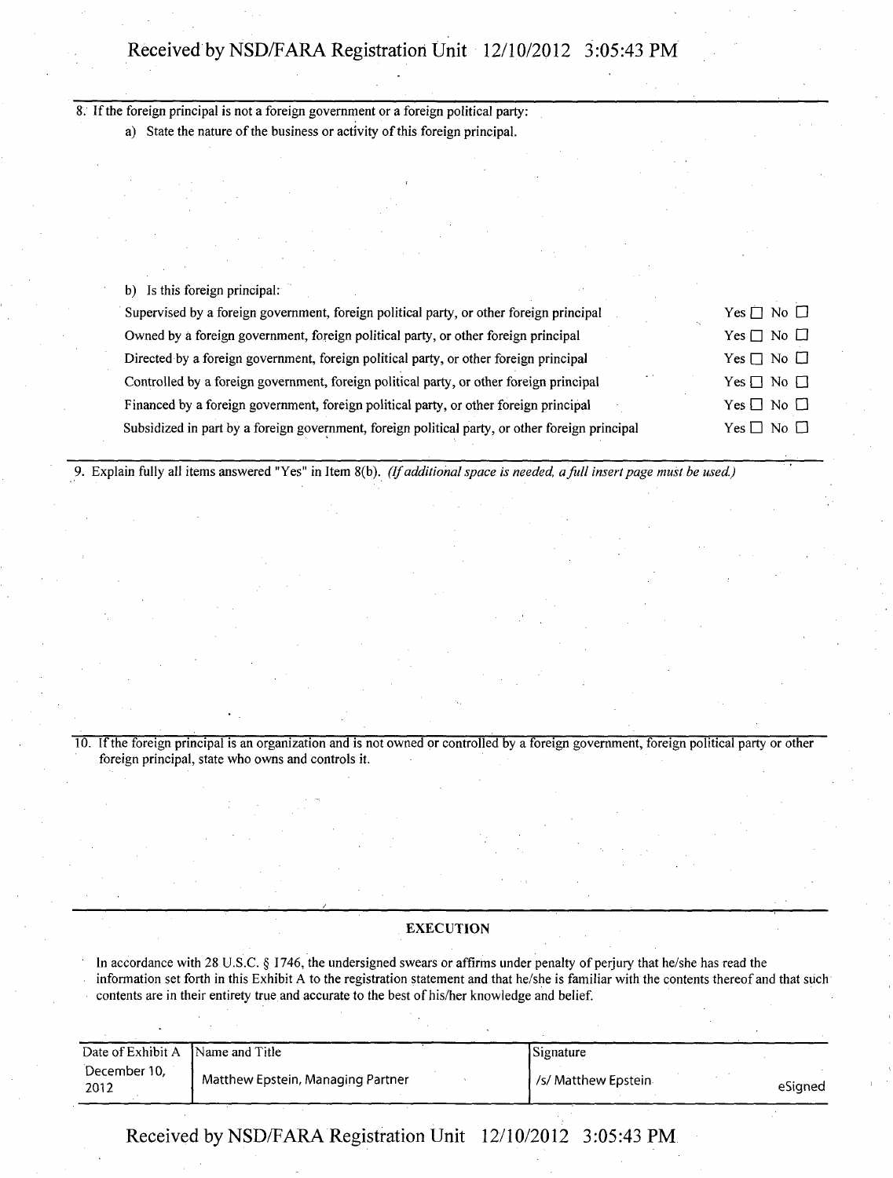8. If the foreign principal is not a foreign government or a foreign political party:

a) State the nature of the business or activity of this foreign principal.

b) Is this foreign principal:

| | |
|---|---|
| Supervised by a foreign government, foreign political party, or other foreign principal | Yes ☐ No ☐ |
| Owned by a foreign government, foreign political party, or other foreign principal | Yes ☐ No ☐ |
| Directed by a foreign government, foreign political party, or other foreign principal | Yes ☐ No ☐ |
| Controlled by a foreign government, foreign political party, or other foreign principal | Yes ☐ No ☐ |
| Financed by a foreign government, foreign political party, or other foreign principal | Yes ☐ No ☐ |
| Subsidized in part by a foreign government, foreign political party, or other foreign principal | Yes ☐ No ☐ |

9. Explain fully all items answered "Yes" in Item 8(b). *(If additional space is needed, a full insert page must be used.)*

10. If the foreign principal is an organization and is not owned or controlled by a foreign government, foreign political party or other foreign principal, state who owns and controls it.

## EXECUTION

In accordance with 28 U.S.C. § 1746, the undersigned swears or affirms under penalty of perjury that he/she has read the information set forth in this Exhibit A to the registration statement and that he/she is familiar with the contents thereof and that such contents are in their entirety true and accurate to the best of his/her knowledge and belief.

| Date of Exhibit A | Name and Title | Signature |
|---|---|---|
| December 10, 2012 | Matthew Epstein, Managing Partner | /s/ Matthew Epstein eSigned |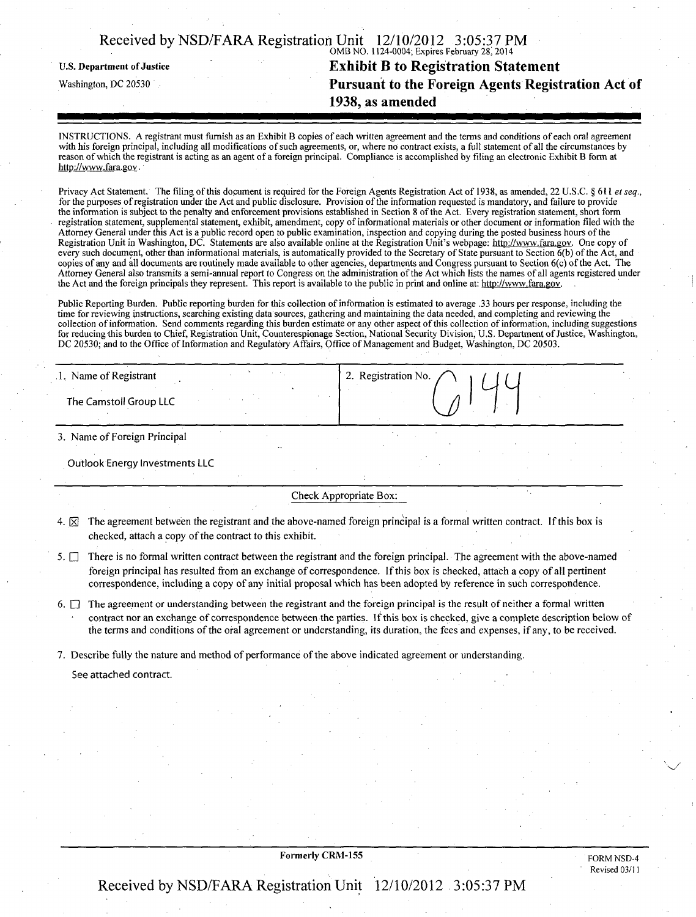Received by NSD/FARA Registration Unit 12/10/2012 3:05:37 PM

OMB NO. 1124-0004; Expires February 28, 2014

**U.S. Department of Justice**

Washington, DC 20530

# Exhibit B to Registration Statement Pursuant to the Foreign Agents Registration Act of 1938, as amended

INSTRUCTIONS. A registrant must furnish as an Exhibit B copies of each written agreement and the terms and conditions of each oral agreement with his foreign principal, including all modifications of such agreements, or, where no contract exists, a full statement of all the circumstances by reason of which the registrant is acting as an agent of a foreign principal. Compliance is accomplished by filing an electronic Exhibit B form at http://www.fara.gov.

Privacy Act Statement. The filing of this document is required for the Foreign Agents Registration Act of 1938, as amended, 22 U.S.C. § 611 *et seq.*, for the purposes of registration under the Act and public disclosure. Provision of the information requested is mandatory, and failure to provide the information is subject to the penalty and enforcement provisions established in Section 8 of the Act. Every registration statement, short form registration statement, supplemental statement, exhibit, amendment, copy of informational materials or other document or information filed with the Attorney General under this Act is a public record open to public examination, inspection and copying during the posted business hours of the Registration Unit in Washington, DC. Statements are also available online at the Registration Unit's webpage: http://www.fara.gov. One copy of every such document, other than informational materials, is automatically provided to the Secretary of State pursuant to Section 6(b) of the Act, and copies of any and all documents are routinely made available to other agencies, departments and Congress pursuant to Section 6(c) of the Act. The Attorney General also transmits a semi-annual report to Congress on the administration of the Act which lists the names of all agents registered under the Act and the foreign principals they represent. This report is available to the public in print and online at: http://www.fara.gov.

Public Reporting Burden. Public reporting burden for this collection of information is estimated to average .33 hours per response, including the time for reviewing instructions, searching existing data sources, gathering and maintaining the data needed, and completing and reviewing the collection of information. Send comments regarding this burden estimate or any other aspect of this collection of information, including suggestions for reducing this burden to Chief, Registration Unit, Counterespionage Section, National Security Division, U.S. Department of Justice, Washington, DC 20530; and to the Office of Information and Regulatory Affairs, Office of Management and Budget, Washington, DC 20503.

| 1. Name of Registrant | 2. Registration No. |
|---|---|
| The Camstoll Group LLC | 6144 |

3. Name of Foreign Principal

Outlook Energy Investments LLC

Check Appropriate Box:

4. ☒ The agreement between the registrant and the above-named foreign principal is a formal written contract. If this box is checked, attach a copy of the contract to this exhibit.

5. ☐ There is no formal written contract between the registrant and the foreign principal. The agreement with the above-named foreign principal has resulted from an exchange of correspondence. If this box is checked, attach a copy of all pertinent correspondence, including a copy of any initial proposal which has been adopted by reference in such correspondence.

6. ☐ The agreement or understanding between the registrant and the foreign principal is the result of neither a formal written contract nor an exchange of correspondence between the parties. If this box is checked, give a complete description below of the terms and conditions of the oral agreement or understanding, its duration, the fees and expenses, if any, to be received.

7. Describe fully the nature and method of performance of the above indicated agreement or understanding.

See attached contract.

Formerly CRM-155

FORM NSD-4
Revised 03/11

Received by NSD/FARA Registration Unit 12/10/2012 3:05:37 PM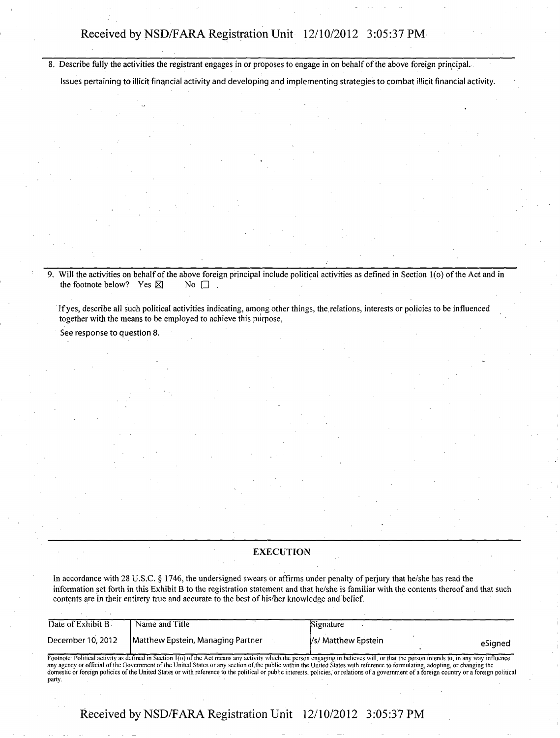8. Describe fully the activities the registrant engages in or proposes to engage in on behalf of the above foreign principal.

   Issues pertaining to illicit financial activity and developing and implementing strategies to combat illicit financial activity.

9. Will the activities on behalf of the above foreign principal include political activities as defined in Section 1(o) of the Act and in the footnote below? Yes ☒ No ☐

   If yes, describe all such political activities indicating, among other things, the relations, interests or policies to be influenced together with the means to be employed to achieve this purpose.

   See response to question 8.

## EXECUTION

In accordance with 28 U.S.C. § 1746, the undersigned swears or affirms under penalty of perjury that he/she has read the information set forth in this Exhibit B to the registration statement and that he/she is familiar with the contents thereof and that such contents are in their entirety true and accurate to the best of his/her knowledge and belief.

| Date of Exhibit B | Name and Title | Signature |
|---|---|---|
| December 10, 2012 | Matthew Epstein, Managing Partner | /s/ Matthew Epstein eSigned |

Footnote: Political activity as defined in Section 1(o) of the Act means any activity which the person engaging in believes will, or that the person intends to, in any way influence any agency or official of the Government of the United States or any section of the public within the United States with reference to formulating, adopting, or changing the domestic or foreign policies of the United States or with reference to the political or public interests, policies, or relations of a government of a foreign country or a foreign political party.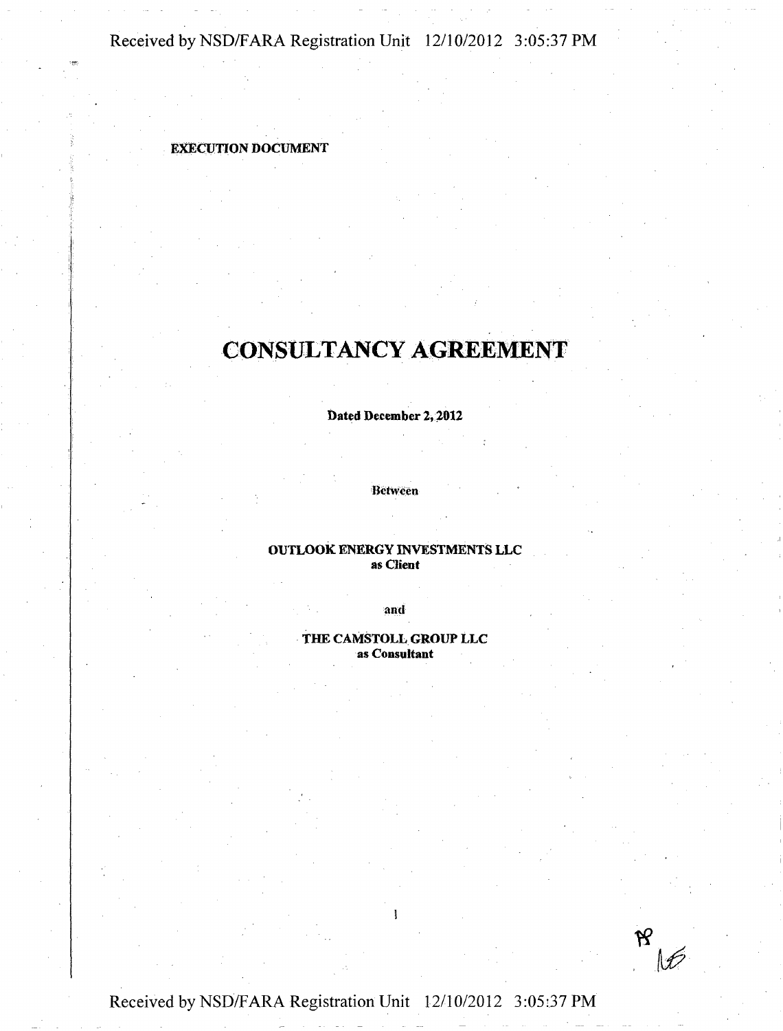**EXECUTION DOCUMENT**

# CONSULTANCY AGREEMENT

**Dated December 2, 2012**

Between

**OUTLOOK ENERGY INVESTMENTS LLC**
**as Client**

and

**THE CAMSTOLL GROUP LLC**
**as Consultant**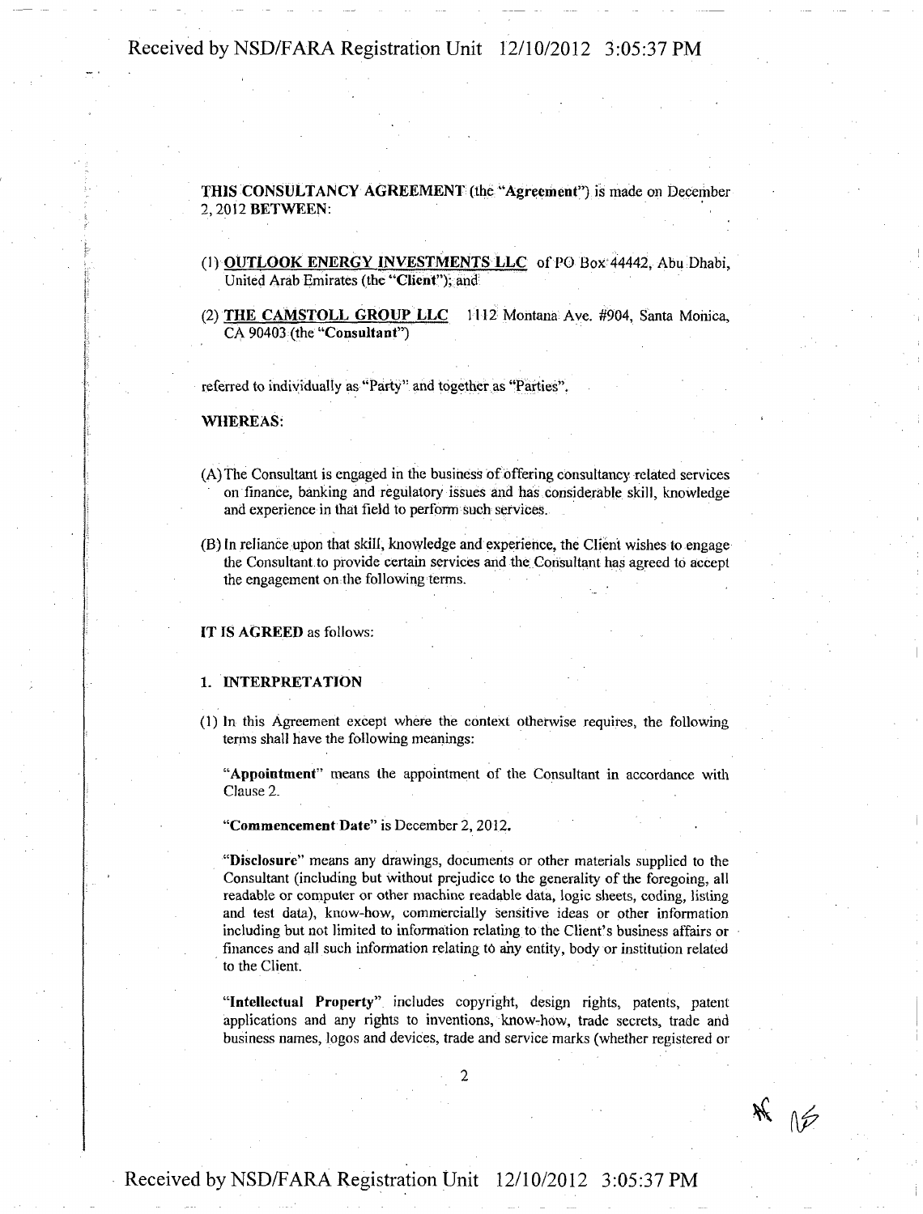**THIS CONSULTANCY AGREEMENT** (the "**Agreement**") is made on December 2, 2012 **BETWEEN**:

(1) **OUTLOOK ENERGY INVESTMENTS LLC** of PO Box 44442, Abu Dhabi, United Arab Emirates (the "**Client**"); and

(2) **THE CAMSTOLL GROUP LLC** 1112 Montana Ave. #904, Santa Monica, CA 90403 (the "**Consultant**")

referred to individually as "Party" and together as "Parties".

**WHEREAS:**

(A) The Consultant is engaged in the business of offering consultancy related services on finance, banking and regulatory issues and has considerable skill, knowledge and experience in that field to perform such services.

(B) In reliance upon that skill, knowledge and experience, the Client wishes to engage the Consultant to provide certain services and the Consultant has agreed to accept the engagement on the following terms.

**IT IS AGREED** as follows:

**1. INTERPRETATION**

(1) In this Agreement except where the context otherwise requires, the following terms shall have the following meanings:

"**Appointment**" means the appointment of the Consultant in accordance with Clause 2.

"**Commencement Date**" is December 2, 2012.

"**Disclosure**" means any drawings, documents or other materials supplied to the Consultant (including but without prejudice to the generality of the foregoing, all readable or computer or other machine readable data, logic sheets, coding, listing and test data), know-how, commercially sensitive ideas or other information including but not limited to information relating to the Client's business affairs or finances and all such information relating to any entity, body or institution related to the Client.

"**Intellectual Property**" includes copyright, design rights, patents, patent applications and any rights to inventions, know-how, trade secrets, trade and business names, logos and devices, trade and service marks (whether registered or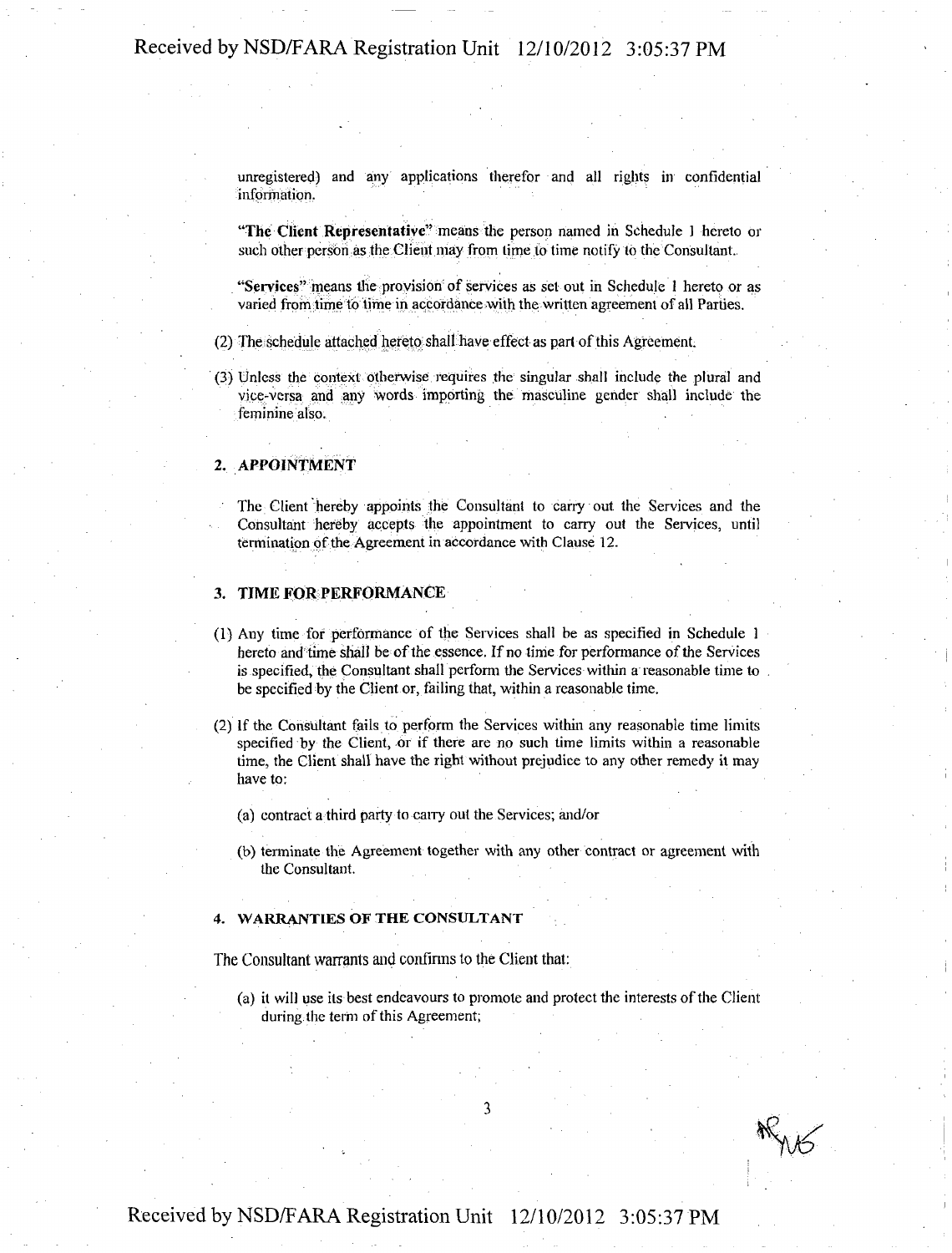unregistered) and any applications therefor and all rights in confidential information.

**"The Client Representative"** means the person named in Schedule 1 hereto or such other person as the Client may from time to time notify to the Consultant.

**"Services"** means the provision of services as set out in Schedule 1 hereto or as varied from time to time in accordance with the written agreement of all Parties.

(2) The schedule attached hereto shall have effect as part of this Agreement.

(3) Unless the context otherwise requires the singular shall include the plural and vice-versa and any words importing the masculine gender shall include the feminine also.

## 2. APPOINTMENT

The Client hereby appoints the Consultant to carry out the Services and the Consultant hereby accepts the appointment to carry out the Services, until termination of the Agreement in accordance with Clause 12.

## 3. TIME FOR PERFORMANCE

(1) Any time for performance of the Services shall be as specified in Schedule 1 hereto and time shall be of the essence. If no time for performance of the Services is specified, the Consultant shall perform the Services within a reasonable time to be specified by the Client or, failing that, within a reasonable time.

(2) If the Consultant fails to perform the Services within any reasonable time limits specified by the Client, or if there are no such time limits within a reasonable time, the Client shall have the right without prejudice to any other remedy it may have to:

(a) contract a third party to carry out the Services; and/or

(b) terminate the Agreement together with any other contract or agreement with the Consultant.

## 4. WARRANTIES OF THE CONSULTANT

The Consultant warrants and confirms to the Client that:

(a) it will use its best endeavours to promote and protect the interests of the Client during the term of this Agreement;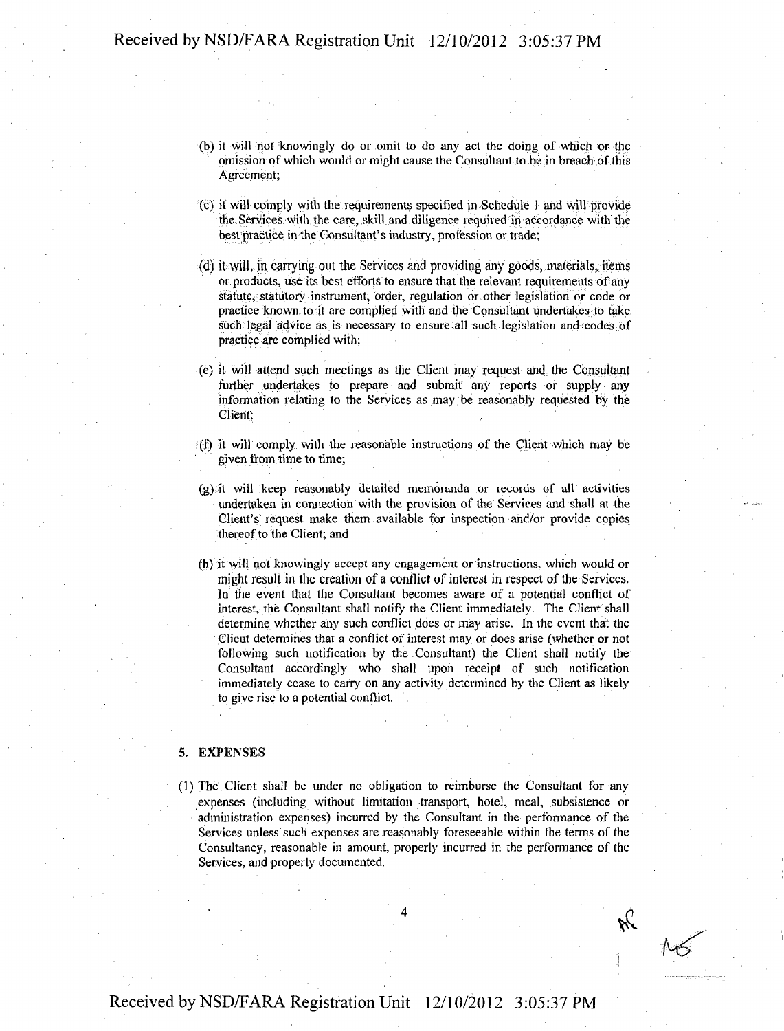(b) it will not knowingly do or omit to do any act the doing of which or the omission of which would or might cause the Consultant to be in breach of this Agreement;

(c) it will comply with the requirements specified in Schedule 1 and will provide the Services with the care, skill and diligence required in accordance with the best practice in the Consultant's industry, profession or trade;

(d) it will, in carrying out the Services and providing any goods, materials, items or products, use its best efforts to ensure that the relevant requirements of any statute, statutory instrument, order, regulation or other legislation or code or practice known to it are complied with and the Consultant undertakes to take such legal advice as is necessary to ensure all such legislation and codes of practice are complied with;

(e) it will attend such meetings as the Client may request and the Consultant further undertakes to prepare and submit any reports or supply any information relating to the Services as may be reasonably requested by the Client;

(f) it will comply with the reasonable instructions of the Client which may be given from time to time;

(g) it will keep reasonably detailed memoranda or records of all activities undertaken in connection with the provision of the Services and shall at the Client's request make them available for inspection and/or provide copies thereof to the Client; and

(h) it will not knowingly accept any engagement or instructions, which would or might result in the creation of a conflict of interest in respect of the Services. In the event that the Consultant becomes aware of a potential conflict of interest, the Consultant shall notify the Client immediately. The Client shall determine whether any such conflict does or may arise. In the event that the Client determines that a conflict of interest may or does arise (whether or not following such notification by the Consultant) the Client shall notify the Consultant accordingly who shall upon receipt of such notification immediately cease to carry on any activity determined by the Client as likely to give rise to a potential conflict.

## 5. EXPENSES

(1) The Client shall be under no obligation to reimburse the Consultant for any expenses (including without limitation transport, hotel, meal, subsistence or administration expenses) incurred by the Consultant in the performance of the Services unless such expenses are reasonably foreseeable within the terms of the Consultancy, reasonable in amount, properly incurred in the performance of the Services, and properly documented.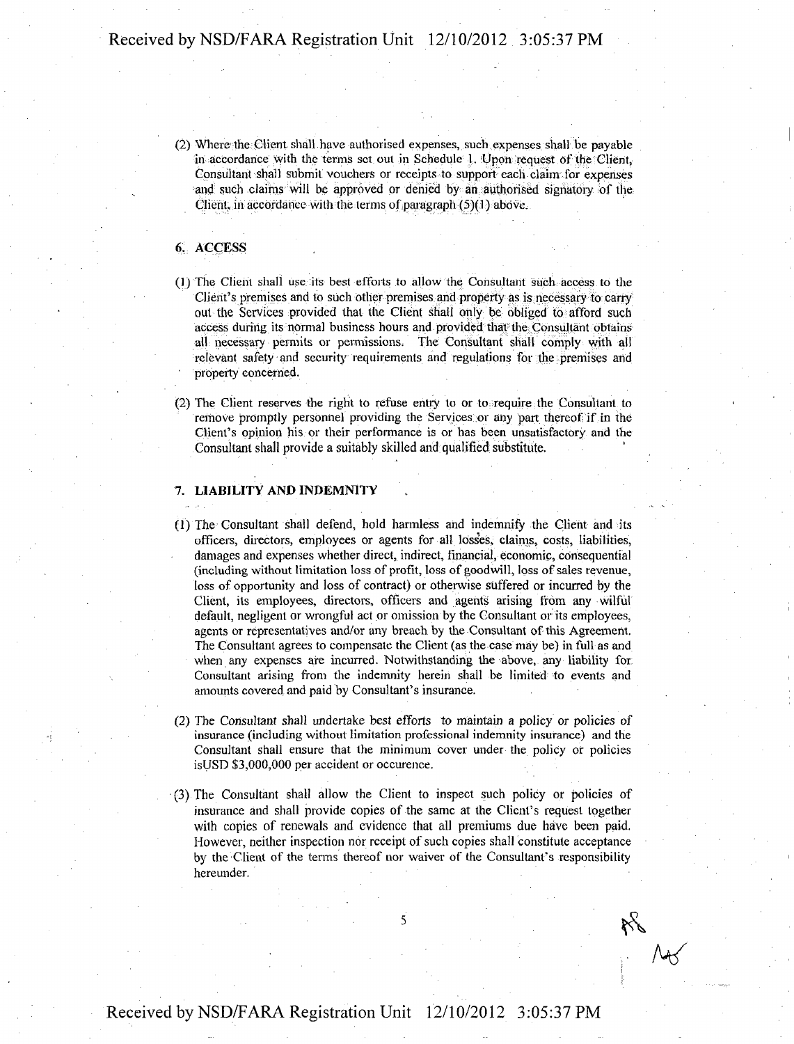(2) Where the Client shall have authorised expenses, such expenses shall be payable in accordance with the terms set out in Schedule 1. Upon request of the Client, Consultant shall submit vouchers or receipts to support each claim for expenses and such claims will be approved or denied by an authorised signatory of the Client, in accordance with the terms of paragraph (5)(1) above.

## 6. ACCESS

(1) The Client shall use its best efforts to allow the Consultant such access to the Client's premises and to such other premises and property as is necessary to carry out the Services provided that the Client shall only be obliged to afford such access during its normal business hours and provided that the Consultant obtains all necessary permits or permissions. The Consultant shall comply with all relevant safety and security requirements and regulations for the premises and property concerned.

(2) The Client reserves the right to refuse entry to or to require the Consultant to remove promptly personnel providing the Services or any part thereof if in the Client's opinion his or their performance is or has been unsatisfactory and the Consultant shall provide a suitably skilled and qualified substitute.

## 7. LIABILITY AND INDEMNITY

(1) The Consultant shall defend, hold harmless and indemnify the Client and its officers, directors, employees or agents for all losses, claims, costs, liabilities, damages and expenses whether direct, indirect, financial, economic, consequential (including without limitation loss of profit, loss of goodwill, loss of sales revenue, loss of opportunity and loss of contract) or otherwise suffered or incurred by the Client, its employees, directors, officers and agents arising from any wilful default, negligent or wrongful act or omission by the Consultant or its employees, agents or representatives and/or any breach by the Consultant of this Agreement. The Consultant agrees to compensate the Client (as the case may be) in full as and when any expenses are incurred. Notwithstanding the above, any liability for Consultant arising from the indemnity herein shall be limited to events and amounts covered and paid by Consultant's insurance.

(2) The Consultant shall undertake best efforts to maintain a policy or policies of insurance (including without limitation professional indemnity insurance) and the Consultant shall ensure that the minimum cover under the policy or policies isUSD $3,000,000 per accident or occurence.

(3) The Consultant shall allow the Client to inspect such policy or policies of insurance and shall provide copies of the same at the Client's request together with copies of renewals and evidence that all premiums due have been paid. However, neither inspection nor receipt of such copies shall constitute acceptance by the Client of the terms thereof nor waiver of the Consultant's responsibility hereunder.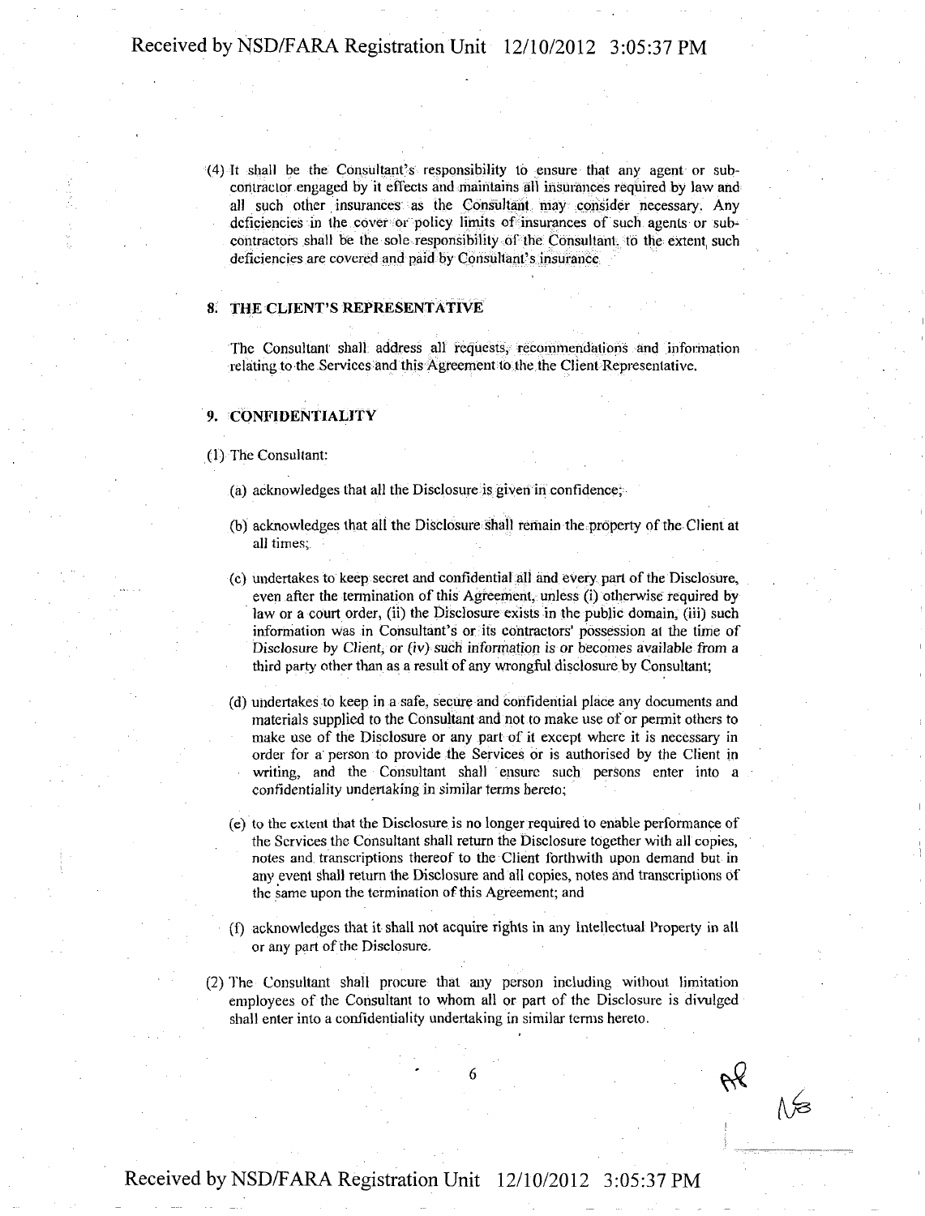(4) It shall be the Consultant's responsibility to ensure that any agent or sub-contractor engaged by it effects and maintains all insurances required by law and all such other insurances as the Consultant may consider necessary. Any deficiencies in the cover or policy limits of insurances of such agents or sub-contractors shall be the sole responsibility of the Consultant, to the extent such deficiencies are covered and paid by Consultant's insurance

## 8. THE CLIENT'S REPRESENTATIVE

The Consultant shall address all requests, recommendations and information relating to the Services and this Agreement to the the Client Representative.

## 9. CONFIDENTIALITY

(1) The Consultant:

(a) acknowledges that all the Disclosure is given in confidence;

(b) acknowledges that all the Disclosure shall remain the property of the Client at all times;

(c) undertakes to keep secret and confidential all and every part of the Disclosure, even after the termination of this Agreement, unless (i) otherwise required by law or a court order, (ii) the Disclosure exists in the public domain, (iii) such information was in Consultant's or its contractors' possession at the time of Disclosure by Client, or (iv) such information is or becomes available from a third party other than as a result of any wrongful disclosure by Consultant;

(d) undertakes to keep in a safe, secure and confidential place any documents and materials supplied to the Consultant and not to make use of or permit others to make use of the Disclosure or any part of it except where it is necessary in order for a person to provide the Services or is authorised by the Client in writing, and the Consultant shall ensure such persons enter into a confidentiality undertaking in similar terms hereto;

(e) to the extent that the Disclosure is no longer required to enable performance of the Services the Consultant shall return the Disclosure together with all copies, notes and transcriptions thereof to the Client forthwith upon demand but in any event shall return the Disclosure and all copies, notes and transcriptions of the same upon the termination of this Agreement; and

(f) acknowledges that it shall not acquire rights in any Intellectual Property in all or any part of the Disclosure.

(2) The Consultant shall procure that any person including without limitation employees of the Consultant to whom all or part of the Disclosure is divulged shall enter into a confidentiality undertaking in similar terms hereto.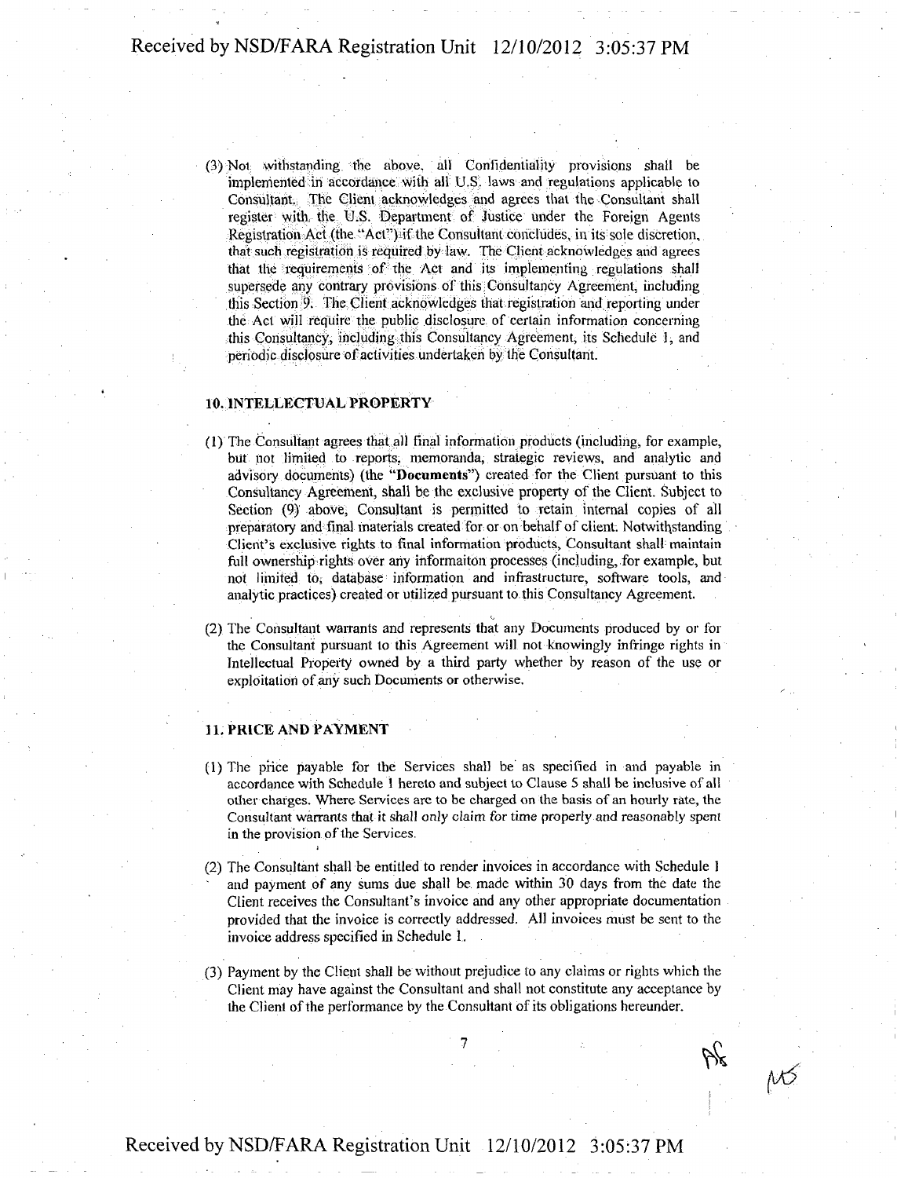(3) Not withstanding the above, all Confidentiality provisions shall be implemented in accordance with all U.S. laws and regulations applicable to Consultant. The Client acknowledges and agrees that the Consultant shall register with the U.S. Department of Justice under the Foreign Agents Registration Act (the "Act") if the Consultant concludes, in its sole discretion, that such registration is required by law. The Client acknowledges and agrees that the requirements of the Act and its implementing regulations shall supersede any contrary provisions of this Consultancy Agreement, including this Section 9. The Client acknowledges that registration and reporting under the Act will require the public disclosure of certain information concerning this Consultancy, including this Consultancy Agreement, its Schedule 1, and periodic disclosure of activities undertaken by the Consultant.

## 10. INTELLECTUAL PROPERTY

(1) The Consultant agrees that all final information products (including, for example, but not limited to reports, memoranda, strategic reviews, and analytic and advisory documents) (the "**Documents**") created for the Client pursuant to this Consultancy Agreement, shall be the exclusive property of the Client. Subject to Section (9) above, Consultant is permitted to retain internal copies of all preparatory and final materials created for or on behalf of client. Notwithstanding Client's exclusive rights to final information products, Consultant shall maintain full ownership rights over any informaiton processes (including, for example, but not limited to, database information and infrastructure, software tools, and analytic practices) created or utilized pursuant to this Consultancy Agreement.

(2) The Consultant warrants and represents that any Documents produced by or for the Consultant pursuant to this Agreement will not knowingly infringe rights in Intellectual Property owned by a third party whether by reason of the use or exploitation of any such Documents or otherwise.

## 11. PRICE AND PAYMENT

(1) The price payable for the Services shall be as specified in and payable in accordance with Schedule 1 hereto and subject to Clause 5 shall be inclusive of all other charges. Where Services are to be charged on the basis of an hourly rate, the Consultant warrants that it shall only claim for time properly and reasonably spent in the provision of the Services.

(2) The Consultant shall be entitled to render invoices in accordance with Schedule 1 and payment of any sums due shall be made within 30 days from the date the Client receives the Consultant's invoice and any other appropriate documentation provided that the invoice is correctly addressed. All invoices must be sent to the invoice address specified in Schedule 1.

(3) Payment by the Client shall be without prejudice to any claims or rights which the Client may have against the Consultant and shall not constitute any acceptance by the Client of the performance by the Consultant of its obligations hereunder.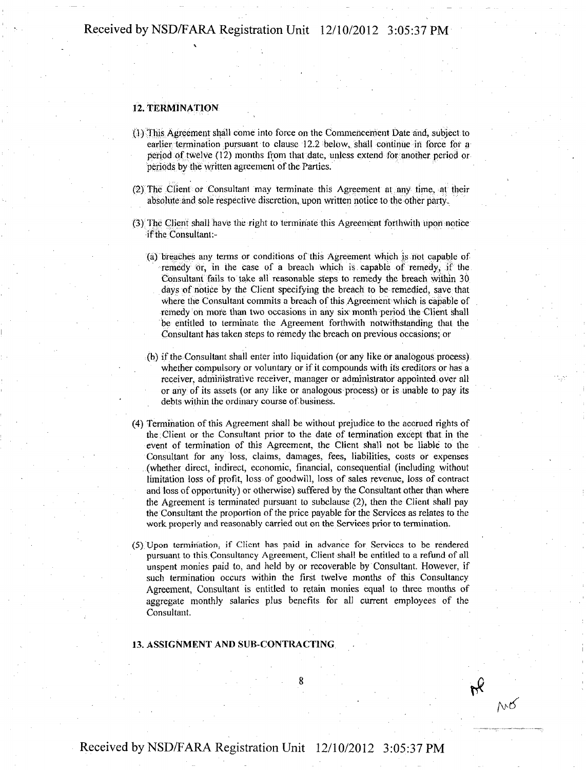## 12. TERMINATION

(1) This Agreement shall come into force on the Commencement Date and, subject to earlier termination pursuant to clause 12.2 below, shall continue in force for a period of twelve (12) months from that date, unless extend for another period or periods by the written agreement of the Parties.

(2) The Client or Consultant may terminate this Agreement at any time, at their absolute and sole respective discretion, upon written notice to the other party.

(3) The Client shall have the right to terminate this Agreement forthwith upon notice if the Consultant:-

(a) breaches any terms or conditions of this Agreement which is not capable of remedy or, in the case of a breach which is capable of remedy, if the Consultant fails to take all reasonable steps to remedy the breach within 30 days of notice by the Client specifying the breach to be remedied, save that where the Consultant commits a breach of this Agreement which is capable of remedy on more than two occasions in any six month period the Client shall be entitled to terminate the Agreement forthwith notwithstanding that the Consultant has taken steps to remedy the breach on previous occasions; or

(b) if the Consultant shall enter into liquidation (or any like or analogous process) whether compulsory or voluntary or if it compounds with its creditors or has a receiver, administrative receiver, manager or administrator appointed over all or any of its assets (or any like or analogous process) or is unable to pay its debts within the ordinary course of business.

(4) Termination of this Agreement shall be without prejudice to the accrued rights of the Client or the Consultant prior to the date of termination except that in the event of termination of this Agreement, the Client shall not be liable to the Consultant for any loss, claims, damages, fees, liabilities, costs or expenses (whether direct, indirect, economic, financial, consequential (including without limitation loss of profit, loss of goodwill, loss of sales revenue, loss of contract and loss of opportunity) or otherwise) suffered by the Consultant other than where the Agreement is terminated pursuant to subclause (2), then the Client shall pay the Consultant the proportion of the price payable for the Services as relates to the work properly and reasonably carried out on the Services prior to termination.

(5) Upon termination, if Client has paid in advance for Services to be rendered pursuant to this Consultancy Agreement, Client shall be entitled to a refund of all unspent monies paid to, and held by or recoverable by Consultant. However, if such termination occurs within the first twelve months of this Consultancy Agreement, Consultant is entitled to retain monies equal to three months of aggregate monthly salaries plus benefits for all current employees of the Consultant.

## 13. ASSIGNMENT AND SUB-CONTRACTING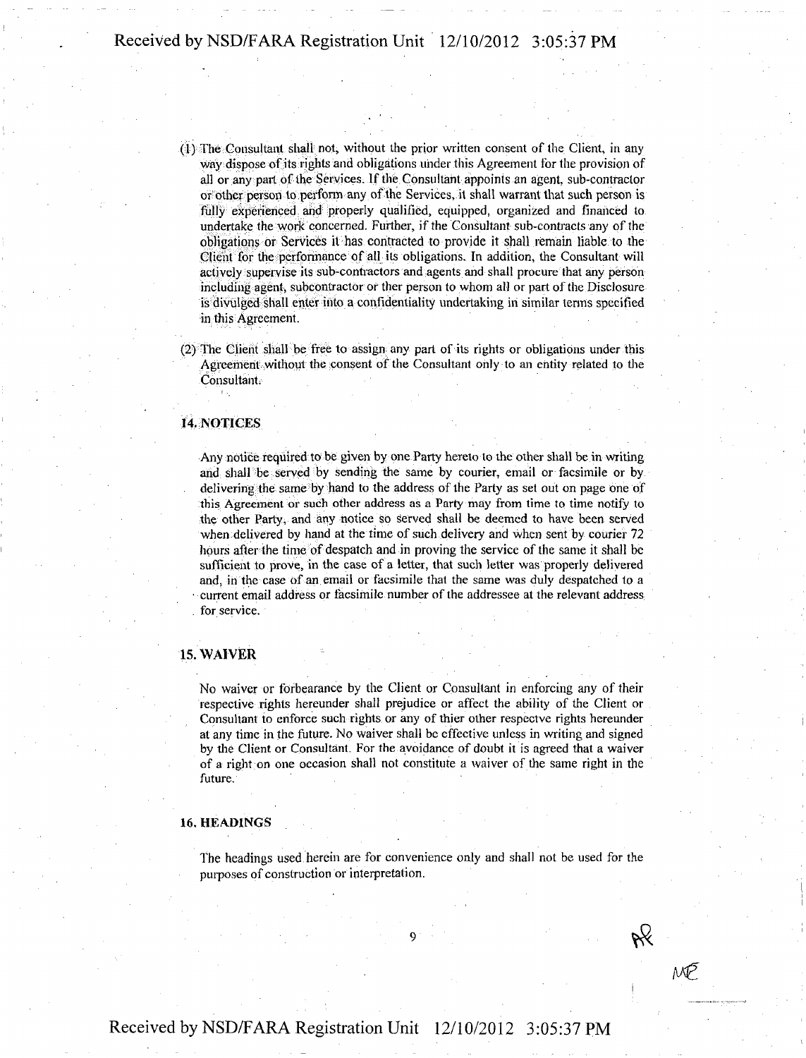(1) The Consultant shall not, without the prior written consent of the Client, in any way dispose of its rights and obligations under this Agreement for the provision of all or any part of the Services. If the Consultant appoints an agent, sub-contractor or other person to perform any of the Services, it shall warrant that such person is fully experienced and properly qualified, equipped, organized and financed to undertake the work concerned. Further, if the Consultant sub-contracts any of the obligations or Services it has contracted to provide it shall remain liable to the Client for the performance of all its obligations. In addition, the Consultant will actively supervise its sub-contractors and agents and shall procure that any person including agent, subcontractor or ther person to whom all or part of the Disclosure is divulged shall enter into a confidentiality undertaking in similar terms specified in this Agreement.

(2) The Client shall be free to assign any part of its rights or obligations under this Agreement without the consent of the Consultant only to an entity related to the Consultant.

## 14. NOTICES

Any notice required to be given by one Party hereto to the other shall be in writing and shall be served by sending the same by courier, email or facsimile or by delivering the same by hand to the address of the Party as set out on page one of this Agreement or such other address as a Party may from time to time notify to the other Party, and any notice so served shall be deemed to have been served when delivered by hand at the time of such delivery and when sent by courier 72 hours after the time of despatch and in proving the service of the same it shall be sufficient to prove, in the case of a letter, that such letter was properly delivered and, in the case of an email or facsimile that the same was duly despatched to a current email address or facsimile number of the addressee at the relevant address for service.

## 15. WAIVER

No waiver or forbearance by the Client or Consultant in enforcing any of their respective rights hereunder shall prejudice or affect the ability of the Client or Consultant to enforce such rights or any of thier other respectve rights hereunder at any time in the future. No waiver shall be effective unless in writing and signed by the Client or Consultant. For the avoidance of doubt it is agreed that a waiver of a right on one occasion shall not constitute a waiver of the same right in the future.

## 16. HEADINGS

The headings used herein are for convenience only and shall not be used for the purposes of construction or interpretation.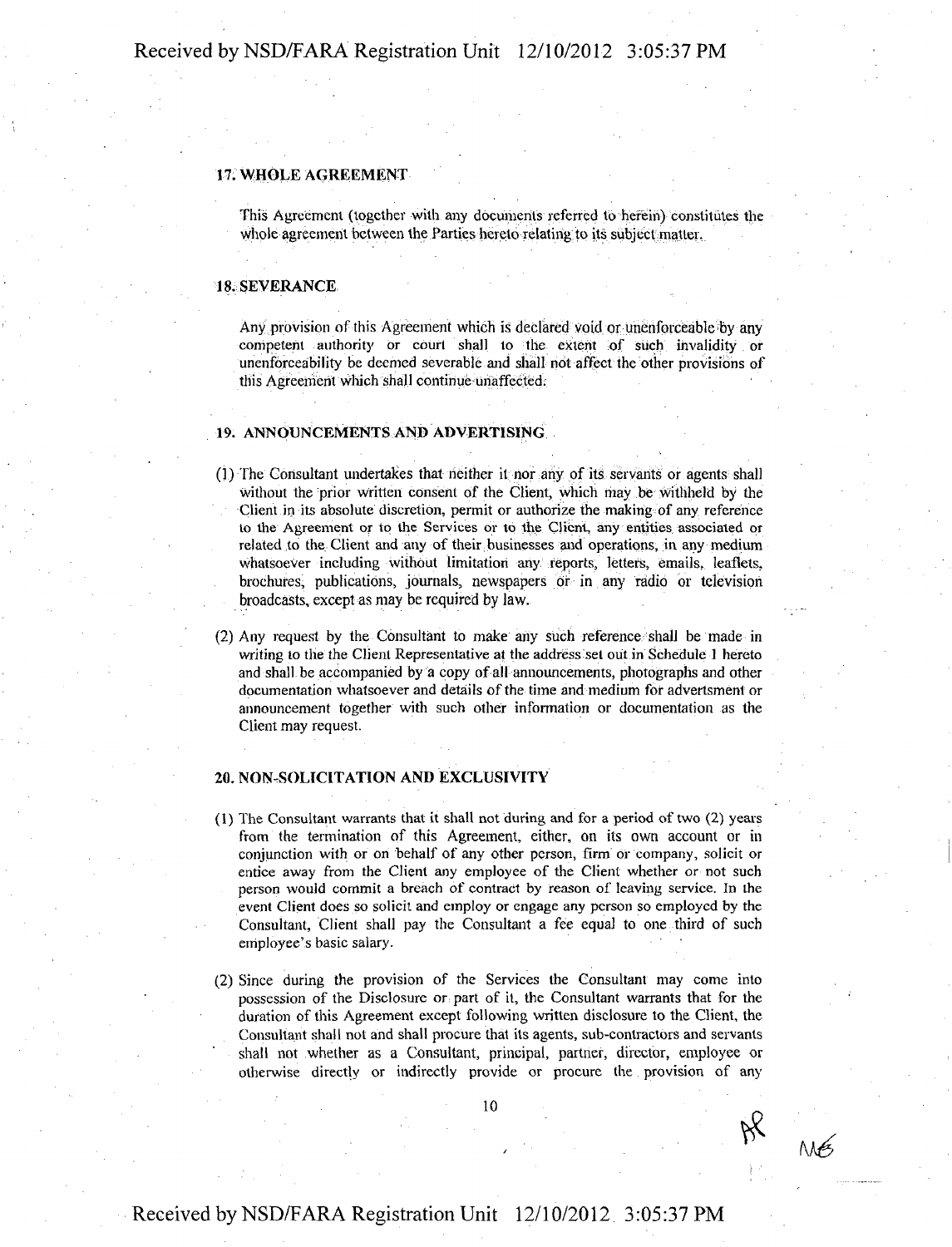## 17. WHOLE AGREEMENT

This Agreement (together with any documents referred to herein) constitutes the whole agreement between the Parties hereto relating to its subject matter.

## 18. SEVERANCE

Any provision of this Agreement which is declared void or unenforceable by any competent authority or court shall to the extent of such invalidity or unenforceability be deemed severable and shall not affect the other provisions of this Agreement which shall continue unaffected.

## 19. ANNOUNCEMENTS AND ADVERTISING

(1) The Consultant undertakes that neither it nor any of its servants or agents shall without the prior written consent of the Client, which may be withheld by the Client in its absolute discretion, permit or authorize the making of any reference to the Agreement or to the Services or to the Client, any entities associated or related to the Client and any of their businesses and operations, in any medium whatsoever including without limitation any reports, letters, emails, leaflets, brochures, publications, journals, newspapers or in any radio or television broadcasts, except as may be required by law.

(2) Any request by the Consultant to make any such reference shall be made in writing to the the Client Representative at the address set out in Schedule 1 hereto and shall be accompanied by a copy of all announcements, photographs and other documentation whatsoever and details of the time and medium for advertsment or announcement together with such other information or documentation as the Client may request.

## 20. NON-SOLICITATION AND EXCLUSIVITY

(1) The Consultant warrants that it shall not during and for a period of two (2) years from the termination of this Agreement, either, on its own account or in conjunction with or on behalf of any other person, firm or company, solicit or entice away from the Client any employee of the Client whether or not such person would commit a breach of contract by reason of leaving service. In the event Client does so solicit and employ or engage any person so employed by the Consultant, Client shall pay the Consultant a fee equal to one third of such employee's basic salary.

(2) Since during the provision of the Services the Consultant may come into possession of the Disclosure or part of it, the Consultant warrants that for the duration of this Agreement except following written disclosure to the Client, the Consultant shall not and shall procure that its agents, sub-contractors and servants shall not whether as a Consultant, principal, partner, director, employee or otherwise directly or indirectly provide or procure the provision of any

AP MG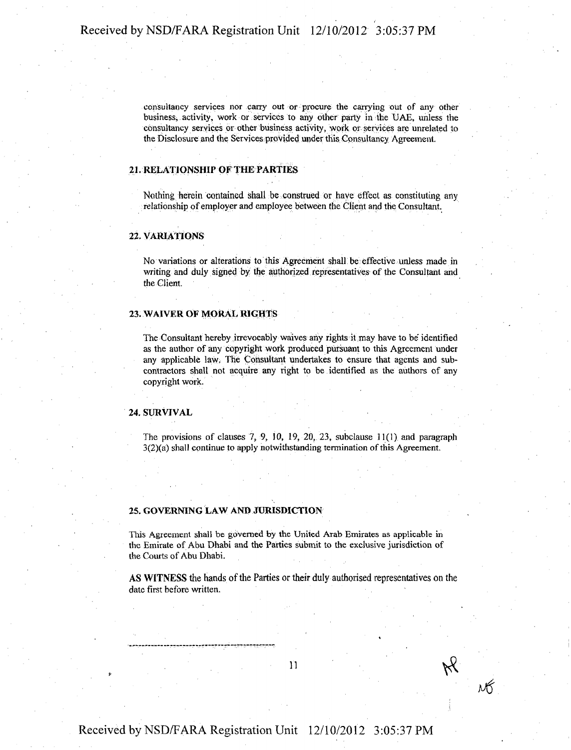consultancy services nor carry out or procure the carrying out of any other business, activity, work or services to any other party in the UAE, unless the consultancy services or other business activity, work or services are unrelated to the Disclosure and the Services provided under this Consultancy Agreement.

## 21. RELATIONSHIP OF THE PARTIES

Nothing herein contained shall be construed or have effect as constituting any relationship of employer and employee between the Client and the Consultant.

## 22. VARIATIONS

No variations or alterations to this Agreement shall be effective unless made in writing and duly signed by the authorized representatives of the Consultant and the Client.

## 23. WAIVER OF MORAL RIGHTS

The Consultant hereby irrevocably waives any rights it may have to be identified as the author of any copyright work produced pursuant to this Agreement under any applicable law. The Consultant undertakes to ensure that agents and sub-contractors shall not acquire any right to be identified as the authors of any copyright work.

## 24. SURVIVAL

The provisions of clauses 7, 9, 10, 19, 20, 23, subclause 11(1) and paragraph 3(2)(a) shall continue to apply notwithstanding termination of this Agreement.

## 25. GOVERNING LAW AND JURISDICTION

This Agreement shall be governed by the United Arab Emirates as applicable in the Emirate of Abu Dhabi and the Parties submit to the exclusive jurisdiction of the Courts of Abu Dhabi.

**AS WITNESS** the hands of the Parties or their duly authorised representatives on the date first before written.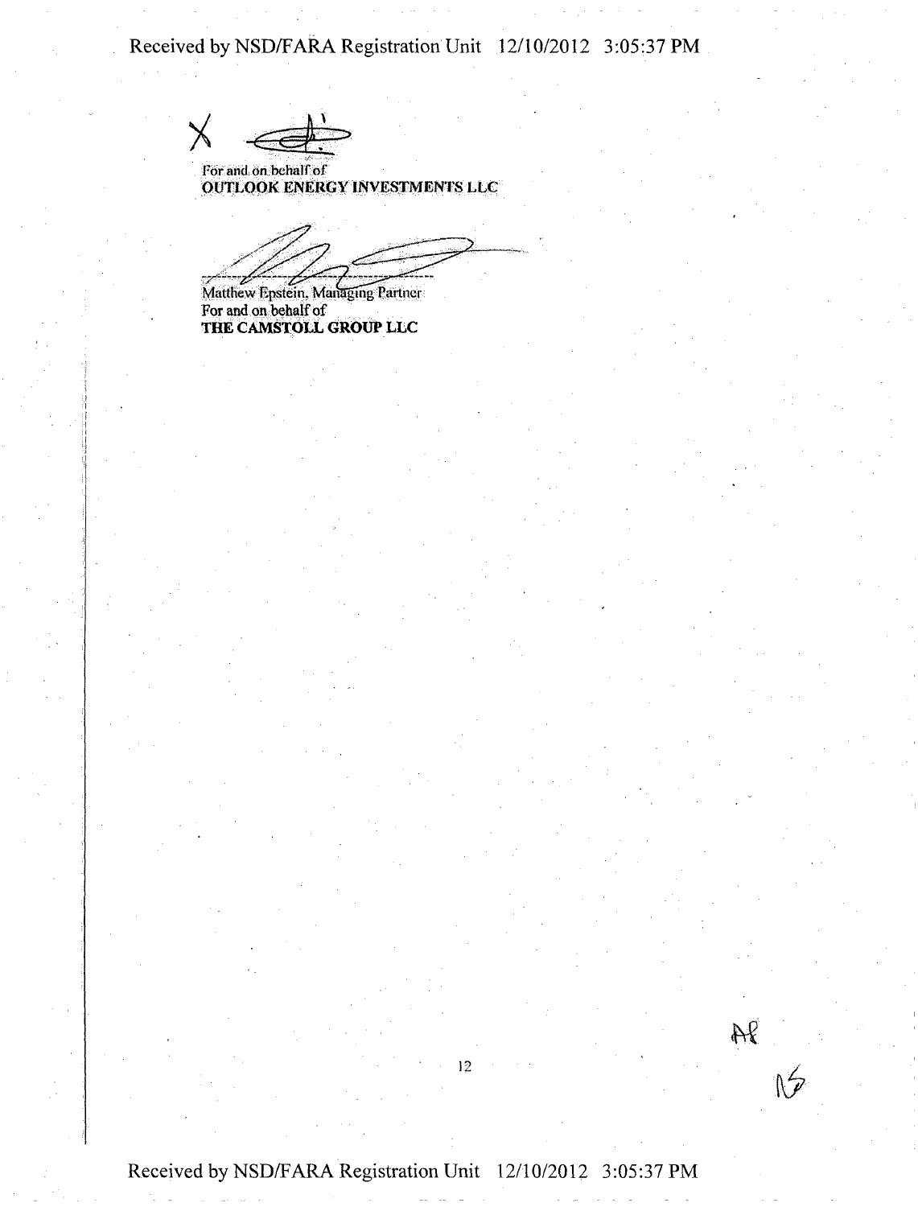X

For and on behalf of
**OUTLOOK ENERGY INVESTMENTS LLC**

Matthew Epstein, Managing Partner
For and on behalf of
**THE CAMSTOLL GROUP LLC**

AE

ME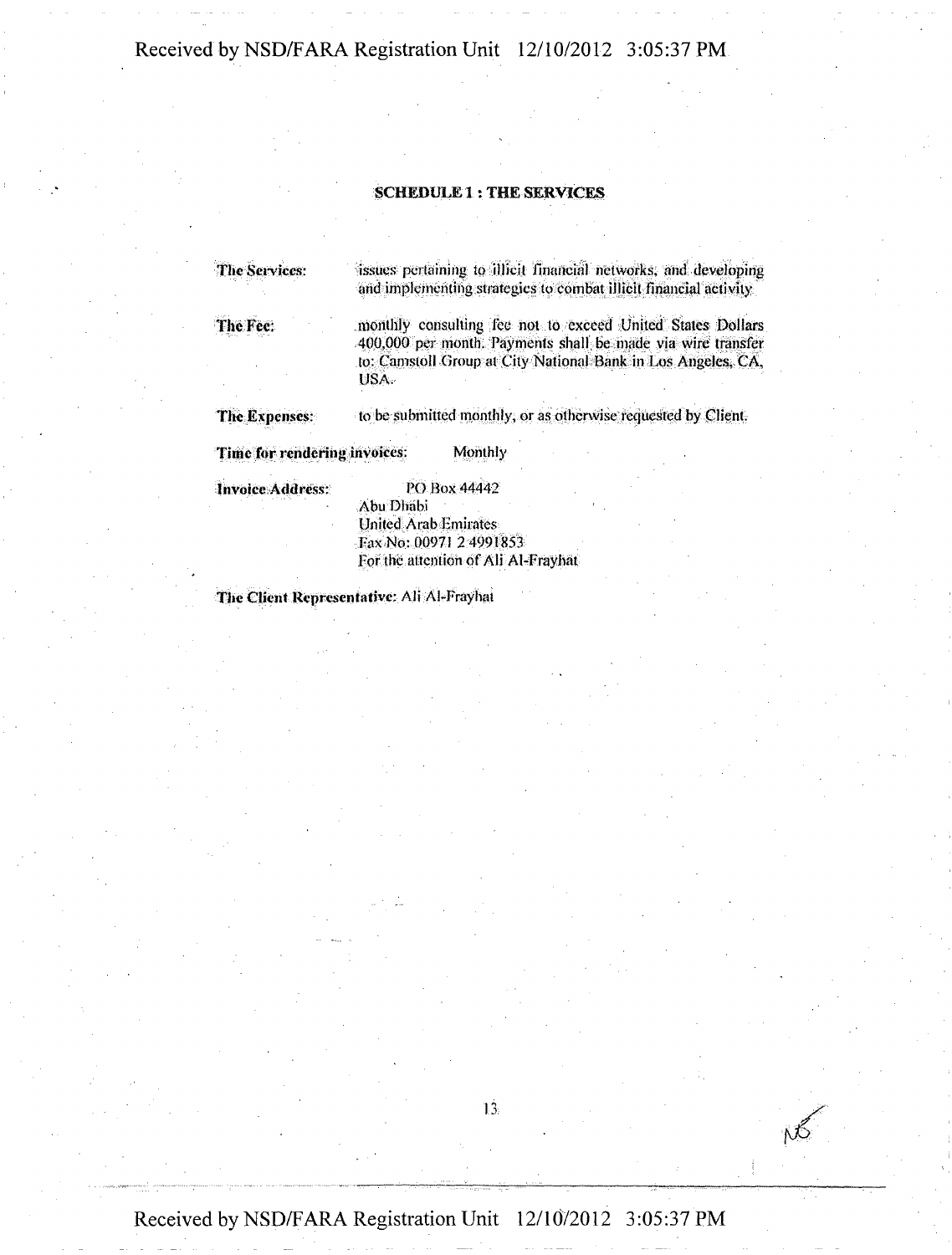## SCHEDULE 1 : THE SERVICES

**The Services:** issues pertaining to illicit financial networks, and developing and implementing strategies to combat illicit financial activity

**The Fee:** monthly consulting fee not to exceed United States Dollars 400,000 per month. Payments shall be made via wire transfer to: Camstoll Group at City National Bank in Los Angeles, CA, USA.

**The Expenses:** to be submitted monthly, or as otherwise requested by Client.

**Time for rendering invoices:** Monthly

**Invoice Address:** PO Box 44442
Abu Dhabi
United Arab Emirates
Fax No: 00971 2 4991853
For the attention of Ali Al-Frayhat

**The Client Representative:** Ali Al-Frayhat

NS